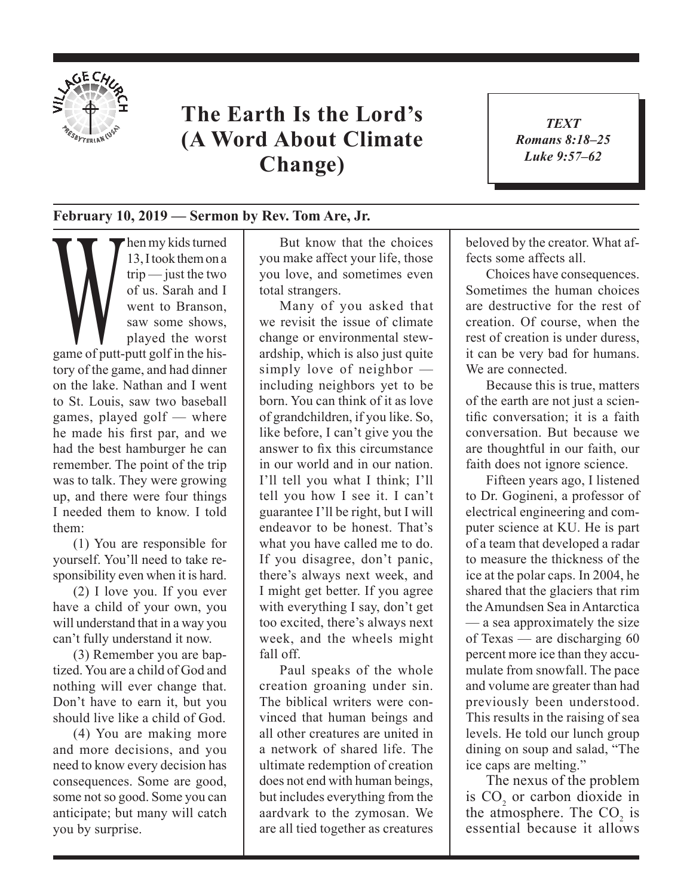# The Earth Is the Lord's (A Word About Climate Change)

*TEXT*
*Romans 8:18–25*
*Luke 9:57–62*

**February 10, 2019 — Sermon by Rev. Tom Are, Jr.**

When my kids turned 13, I took them on a trip — just the two of us. Sarah and I went to Branson, saw some shows, played the worst game of putt-putt golf in the history of the game, and had dinner on the lake. Nathan and I went to St. Louis, saw two baseball games, played golf — where he made his first par, and we had the best hamburger he can remember. The point of the trip was to talk. They were growing up, and there were four things I needed them to know. I told them:

(1) You are responsible for yourself. You'll need to take responsibility even when it is hard.

(2) I love you. If you ever have a child of your own, you will understand that in a way you can't fully understand it now.

(3) Remember you are baptized. You are a child of God and nothing will ever change that. Don't have to earn it, but you should live like a child of God.

(4) You are making more and more decisions, and you need to know every decision has consequences. Some are good, some not so good. Some you can anticipate; but many will catch you by surprise.

But know that the choices you make affect your life, those you love, and sometimes even total strangers.

Many of you asked that we revisit the issue of climate change or environmental stewardship, which is also just quite simply love of neighbor — including neighbors yet to be born. You can think of it as love of grandchildren, if you like. So, like before, I can't give you the answer to fix this circumstance in our world and in our nation. I'll tell you what I think; I'll tell you how I see it. I can't guarantee I'll be right, but I will endeavor to be honest. That's what you have called me to do. If you disagree, don't panic, there's always next week, and I might get better. If you agree with everything I say, don't get too excited, there's always next week, and the wheels might fall off.

Paul speaks of the whole creation groaning under sin. The biblical writers were convinced that human beings and all other creatures are united in a network of shared life. The ultimate redemption of creation does not end with human beings, but includes everything from the aardvark to the zymosan. We are all tied together as creatures beloved by the creator. What affects some affects all.

Choices have consequences. Sometimes the human choices are destructive for the rest of creation. Of course, when the rest of creation is under duress, it can be very bad for humans. We are connected.

Because this is true, matters of the earth are not just a scientific conversation; it is a faith conversation. But because we are thoughtful in our faith, our faith does not ignore science.

Fifteen years ago, I listened to Dr. Gogineni, a professor of electrical engineering and computer science at KU. He is part of a team that developed a radar to measure the thickness of the ice at the polar caps. In 2004, he shared that the glaciers that rim the Amundsen Sea in Antarctica — a sea approximately the size of Texas — are discharging 60 percent more ice than they accumulate from snowfall. The pace and volume are greater than had previously been understood. This results in the raising of sea levels. He told our lunch group dining on soup and salad, "The ice caps are melting."

The nexus of the problem is $CO_2$ or carbon dioxide in the atmosphere. The $CO_2$ is essential because it allows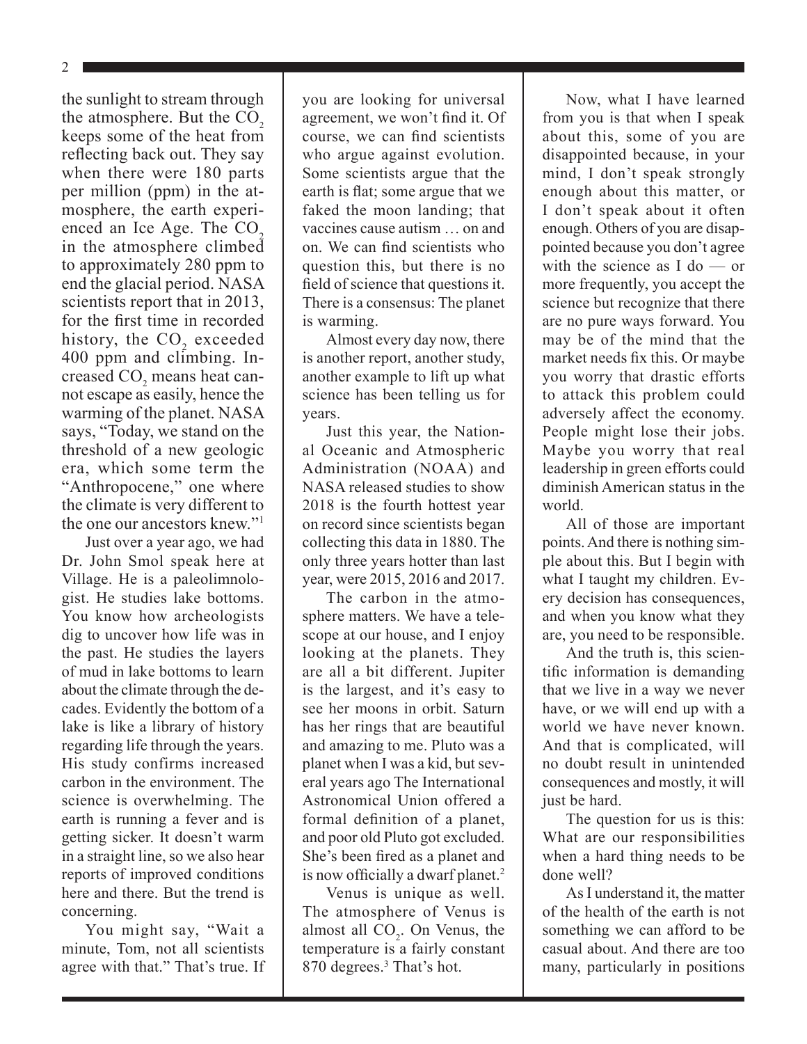the sunlight to stream through the atmosphere. But the $CO_2$ keeps some of the heat from reflecting back out. They say when there were 180 parts per million (ppm) in the atmosphere, the earth experienced an Ice Age. The $CO_2$ in the atmosphere climbed to approximately 280 ppm to end the glacial period. NASA scientists report that in 2013, for the first time in recorded history, the $CO_2$ exceeded 400 ppm and climbing. Increased $CO_2$ means heat cannot escape as easily, hence the warming of the planet. NASA says, "Today, we stand on the threshold of a new geologic era, which some term the "Anthropocene," one where the climate is very different to the one our ancestors knew."[1]

Just over a year ago, we had Dr. John Smol speak here at Village. He is a paleolimnologist. He studies lake bottoms. You know how archeologists dig to uncover how life was in the past. He studies the layers of mud in lake bottoms to learn about the climate through the decades. Evidently the bottom of a lake is like a library of history regarding life through the years. His study confirms increased carbon in the environment. The science is overwhelming. The earth is running a fever and is getting sicker. It doesn't warm in a straight line, so we also hear reports of improved conditions here and there. But the trend is concerning.

You might say, "Wait a minute, Tom, not all scientists agree with that." That's true. If you are looking for universal agreement, we won't find it. Of course, we can find scientists who argue against evolution. Some scientists argue that the earth is flat; some argue that we faked the moon landing; that vaccines cause autism … on and on. We can find scientists who question this, but there is no field of science that questions it. There is a consensus: The planet is warming.

Almost every day now, there is another report, another study, another example to lift up what science has been telling us for years.

Just this year, the National Oceanic and Atmospheric Administration (NOAA) and NASA released studies to show 2018 is the fourth hottest year on record since scientists began collecting this data in 1880. The only three years hotter than last year, were 2015, 2016 and 2017.

The carbon in the atmosphere matters. We have a telescope at our house, and I enjoy looking at the planets. They are all a bit different. Jupiter is the largest, and it's easy to see her moons in orbit. Saturn has her rings that are beautiful and amazing to me. Pluto was a planet when I was a kid, but several years ago The International Astronomical Union offered a formal definition of a planet, and poor old Pluto got excluded. She's been fired as a planet and is now officially a dwarf planet.[2]

Venus is unique as well. The atmosphere of Venus is almost all $CO_2$. On Venus, the temperature is a fairly constant 870 degrees.[3] That's hot.

Now, what I have learned from you is that when I speak about this, some of you are disappointed because, in your mind, I don't speak strongly enough about this matter, or I don't speak about it often enough. Others of you are disappointed because you don't agree with the science as I do — or more frequently, you accept the science but recognize that there are no pure ways forward. You may be of the mind that the market needs fix this. Or maybe you worry that drastic efforts to attack this problem could adversely affect the economy. People might lose their jobs. Maybe you worry that real leadership in green efforts could diminish American status in the world.

All of those are important points. And there is nothing simple about this. But I begin with what I taught my children. Every decision has consequences, and when you know what they are, you need to be responsible.

And the truth is, this scientific information is demanding that we live in a way we never have, or we will end up with a world we have never known. And that is complicated, will no doubt result in unintended consequences and mostly, it will just be hard.

The question for us is this: What are our responsibilities when a hard thing needs to be done well?

As I understand it, the matter of the health of the earth is not something we can afford to be casual about. And there are too many, particularly in positions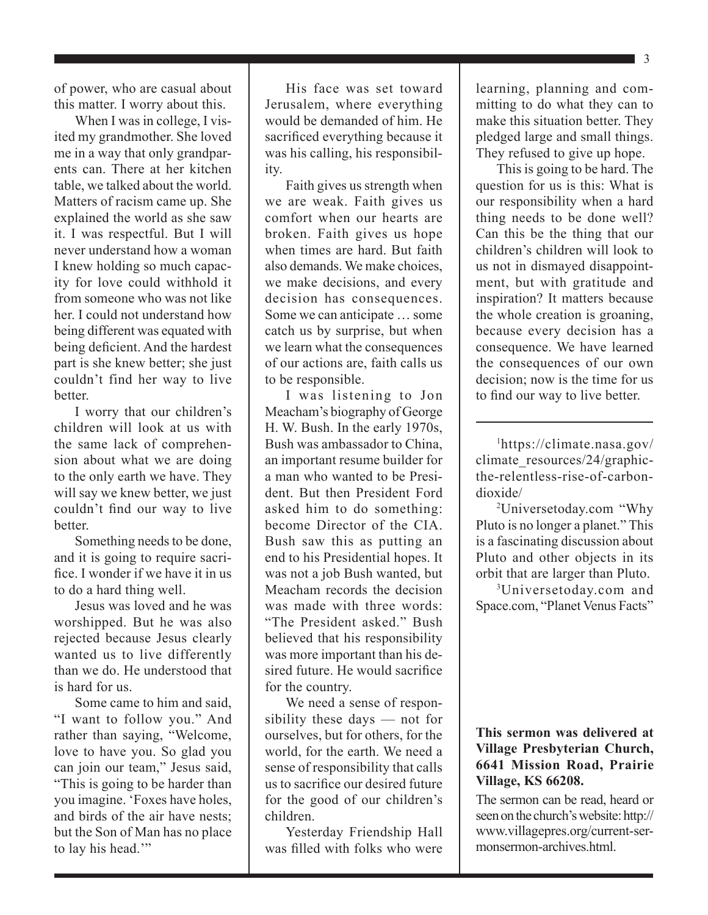of power, who are casual about this matter. I worry about this.

When I was in college, I visited my grandmother. She loved me in a way that only grandparents can. There at her kitchen table, we talked about the world. Matters of racism came up. She explained the world as she saw it. I was respectful. But I will never understand how a woman I knew holding so much capacity for love could withhold it from someone who was not like her. I could not understand how being different was equated with being deficient. And the hardest part is she knew better; she just couldn't find her way to live better.

I worry that our children's children will look at us with the same lack of comprehension about what we are doing to the only earth we have. They will say we knew better, we just couldn't find our way to live better.

Something needs to be done, and it is going to require sacrifice. I wonder if we have it in us to do a hard thing well.

Jesus was loved and he was worshipped. But he was also rejected because Jesus clearly wanted us to live differently than we do. He understood that is hard for us.

Some came to him and said, "I want to follow you." And rather than saying, "Welcome, love to have you. So glad you can join our team," Jesus said, "This is going to be harder than you imagine. 'Foxes have holes, and birds of the air have nests; but the Son of Man has no place to lay his head.'"

His face was set toward Jerusalem, where everything would be demanded of him. He sacrificed everything because it was his calling, his responsibility.

Faith gives us strength when we are weak. Faith gives us comfort when our hearts are broken. Faith gives us hope when times are hard. But faith also demands. We make choices, we make decisions, and every decision has consequences. Some we can anticipate … some catch us by surprise, but when we learn what the consequences of our actions are, faith calls us to be responsible.

I was listening to Jon Meacham's biography of George H. W. Bush. In the early 1970s, Bush was ambassador to China, an important resume builder for a man who wanted to be President. But then President Ford asked him to do something: become Director of the CIA. Bush saw this as putting an end to his Presidential hopes. It was not a job Bush wanted, but Meacham records the decision was made with three words: "The President asked." Bush believed that his responsibility was more important than his desired future. He would sacrifice for the country.

We need a sense of responsibility these days — not for ourselves, but for others, for the world, for the earth. We need a sense of responsibility that calls us to sacrifice our desired future for the good of our children's children.

Yesterday Friendship Hall was filled with folks who were learning, planning and committing to do what they can to make this situation better. They pledged large and small things. They refused to give up hope.

This is going to be hard. The question for us is this: What is our responsibility when a hard thing needs to be done well? Can this be the thing that our children's children will look to us not in dismayed disappointment, but with gratitude and inspiration? It matters because the whole creation is groaning, because every decision has a consequence. We have learned the consequences of our own decision; now is the time for us to find our way to live better.

---

[1] https://climate.nasa.gov/climate_resources/24/graphic-the-relentless-rise-of-carbon-dioxide/

[2] Universetoday.com "Why Pluto is no longer a planet." This is a fascinating discussion about Pluto and other objects in its orbit that are larger than Pluto.

[3] Universetoday.com and Space.com, "Planet Venus Facts"

**This sermon was delivered at Village Presbyterian Church, 6641 Mission Road, Prairie Village, KS 66208.**

The sermon can be read, heard or seen on the church's website: http://www.villagepres.org/current-sermonsermon-archives.html.